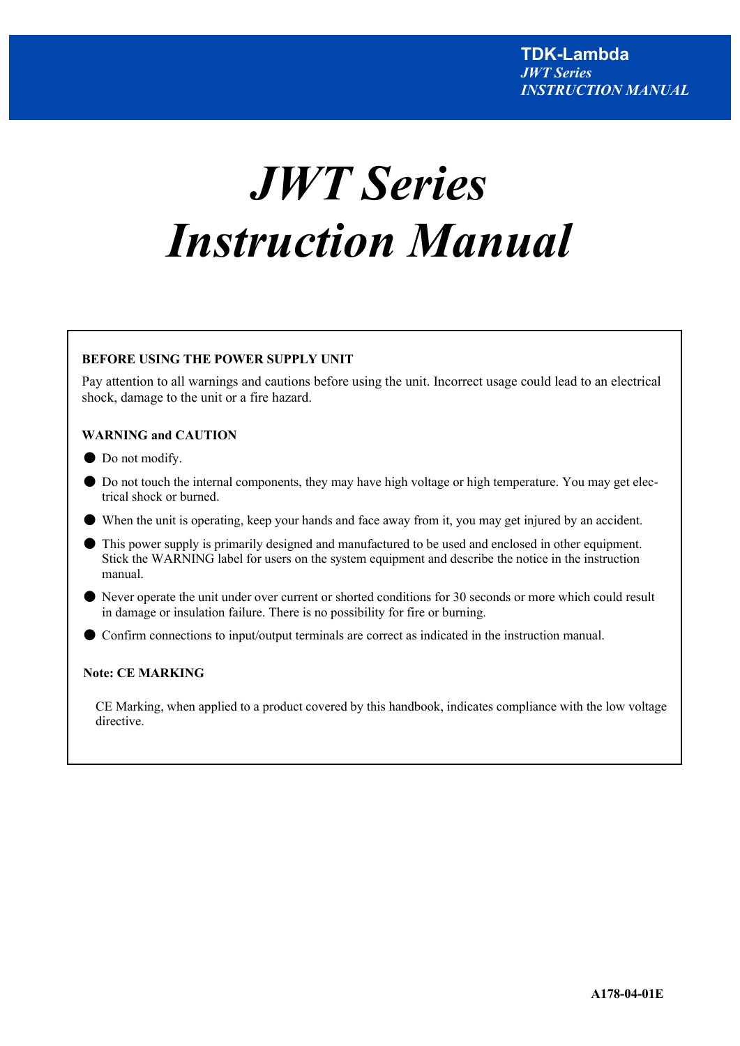# *JWT Series*
# *Instruction Manual*

**BEFORE USING THE POWER SUPPLY UNIT**

Pay attention to all warnings and cautions before using the unit. Incorrect usage could lead to an electrical shock, damage to the unit or a fire hazard.

**WARNING and CAUTION**

- Do not modify.
- Do not touch the internal components, they may have high voltage or high temperature. You may get electrical shock or burned.
- When the unit is operating, keep your hands and face away from it, you may get injured by an accident.
- This power supply is primarily designed and manufactured to be used and enclosed in other equipment. Stick the WARNING label for users on the system equipment and describe the notice in the instruction manual.
- Never operate the unit under over current or shorted conditions for 30 seconds or more which could result in damage or insulation failure. There is no possibility for fire or burning.
- Confirm connections to input/output terminals are correct as indicated in the instruction manual.

**Note: CE MARKING**

CE Marking, when applied to a product covered by this handbook, indicates compliance with the low voltage directive.

**A178-04-01E**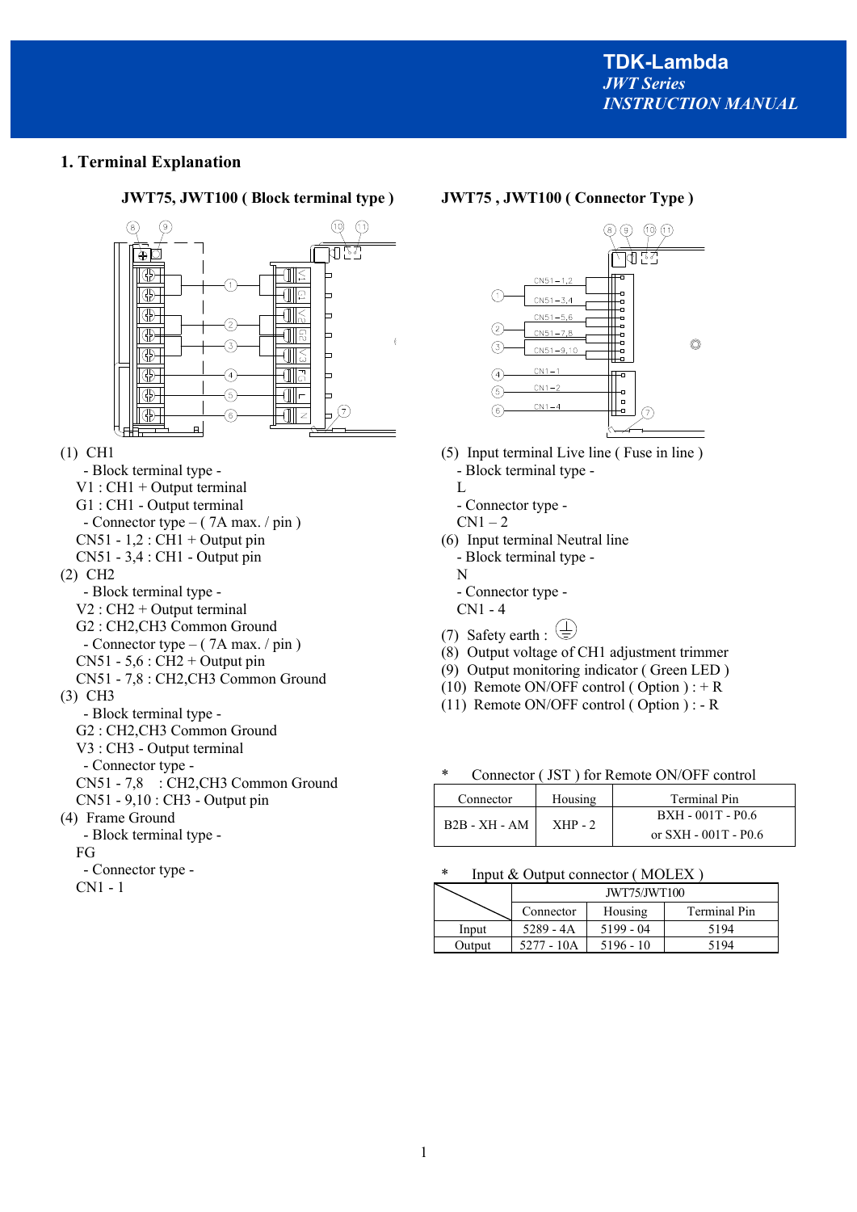## 1. Terminal Explanation

**JWT75, JWT100 ( Block terminal type )**

**JWT75 , JWT100 ( Connector Type )**

(1) CH1
- Block terminal type -

V1 : CH1 + Output terminal
G1 : CH1 - Output terminal
- Connector type – ( 7A max. / pin )

CN51 - 1,2 : CH1 + Output pin
CN51 - 3,4 : CH1 - Output pin

(2) CH2
- Block terminal type -

V2 : CH2 + Output terminal
G2 : CH2,CH3 Common Ground
- Connector type – ( 7A max. / pin )

CN51 - 5,6 : CH2 + Output pin
CN51 - 7,8 : CH2,CH3 Common Ground

(3) CH3
- Block terminal type -

G2 : CH2,CH3 Common Ground
V3 : CH3 - Output terminal
- Connector type -

CN51 - 7,8 : CH2,CH3 Common Ground
CN51 - 9,10 : CH3 - Output pin

(4) Frame Ground
- Block terminal type -

FG
- Connector type -

CN1 - 1

(5) Input terminal Live line ( Fuse in line )
- Block terminal type -

L
- Connector type -

CN1 – 2

(6) Input terminal Neutral line
- Block terminal type -

N
- Connector type -

CN1 - 4

(7) Safety earth : ⏚
(8) Output voltage of CH1 adjustment trimmer
(9) Output monitoring indicator ( Green LED )
(10) Remote ON/OFF control ( Option ) : + R
(11) Remote ON/OFF control ( Option ) : - R

\* Connector ( JST ) for Remote ON/OFF control

| Connector | Housing | Terminal Pin |
|---|---|---|
| B2B - XH - AM | XHP - 2 | BXH - 001T - P0.6 or SXH - 001T - P0.6 |

\* Input & Output connector ( MOLEX )

| | JWT75/JWT100 | | |
|---|---|---|---|
| | Connector | Housing | Terminal Pin |
| Input | 5289 - 4A | 5199 - 04 | 5194 |
| Output | 5277 - 10A | 5196 - 10 | 5194 |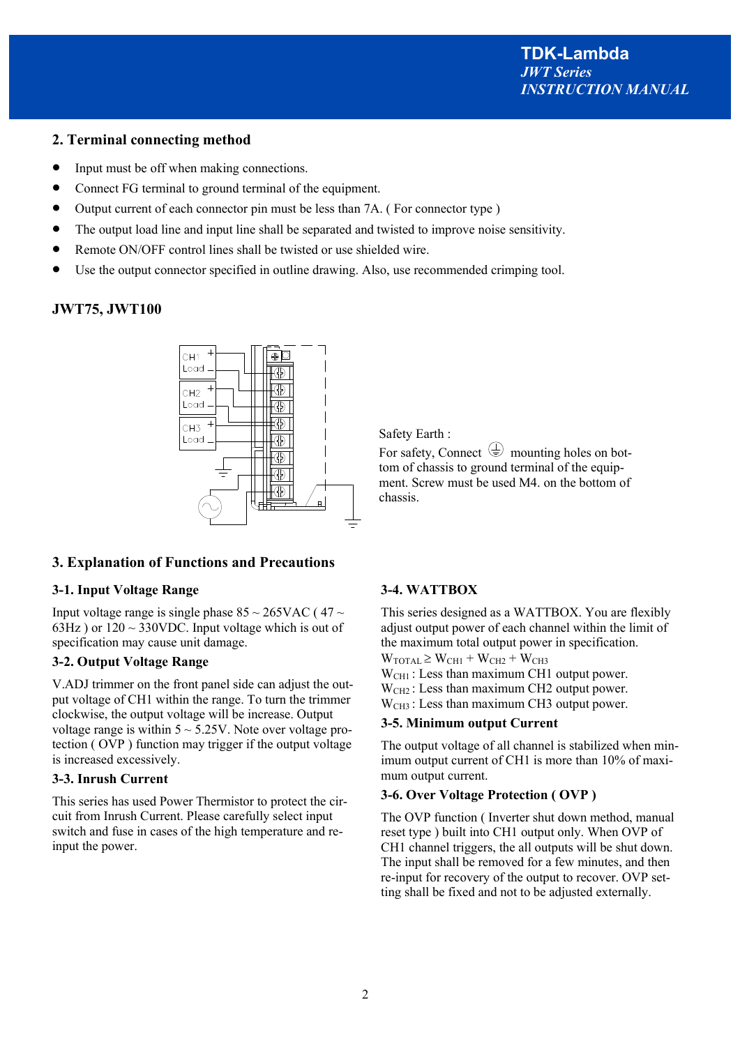## 2. Terminal connecting method

- Input must be off when making connections.
- Connect FG terminal to ground terminal of the equipment.
- Output current of each connector pin must be less than 7A. ( For connector type )
- The output load line and input line shall be separated and twisted to improve noise sensitivity.
- Remote ON/OFF control lines shall be twisted or use shielded wire.
- Use the output connector specified in outline drawing. Also, use recommended crimping tool.

### JWT75, JWT100

Safety Earth :

For safety, Connect ⏚ mounting holes on bottom of chassis to ground terminal of the equipment. Screw must be used M4. on the bottom of chassis.

## 3. Explanation of Functions and Precautions

### 3-1. Input Voltage Range

Input voltage range is single phase 85 ~ 265VAC ( 47 ~ 63Hz ) or 120 ~ 330VDC. Input voltage which is out of specification may cause unit damage.

### 3-2. Output Voltage Range

V.ADJ trimmer on the front panel side can adjust the output voltage of CH1 within the range. To turn the trimmer clockwise, the output voltage will be increase. Output voltage range is within 5 ~ 5.25V. Note over voltage protection ( OVP ) function may trigger if the output voltage is increased excessively.

### 3-3. Inrush Current

This series has used Power Thermistor to protect the circuit from Inrush Current. Please carefully select input switch and fuse in cases of the high temperature and re-input the power.

### 3-4. WATTBOX

This series designed as a WATTBOX. You are flexibly adjust output power of each channel within the limit of the maximum total output power in specification.

$W_{TOTAL} \geq W_{CH1} + W_{CH2} + W_{CH3}$

$W_{CH1}$ : Less than maximum CH1 output power.

$W_{CH2}$ : Less than maximum CH2 output power.

$W_{CH3}$ : Less than maximum CH3 output power.

### 3-5. Minimum output Current

The output voltage of all channel is stabilized when minimum output current of CH1 is more than 10% of maximum output current.

### 3-6. Over Voltage Protection ( OVP )

The OVP function ( Inverter shut down method, manual reset type ) built into CH1 output only. When OVP of CH1 channel triggers, the all outputs will be shut down. The input shall be removed for a few minutes, and then re-input for recovery of the output to recover. OVP setting shall be fixed and not to be adjusted externally.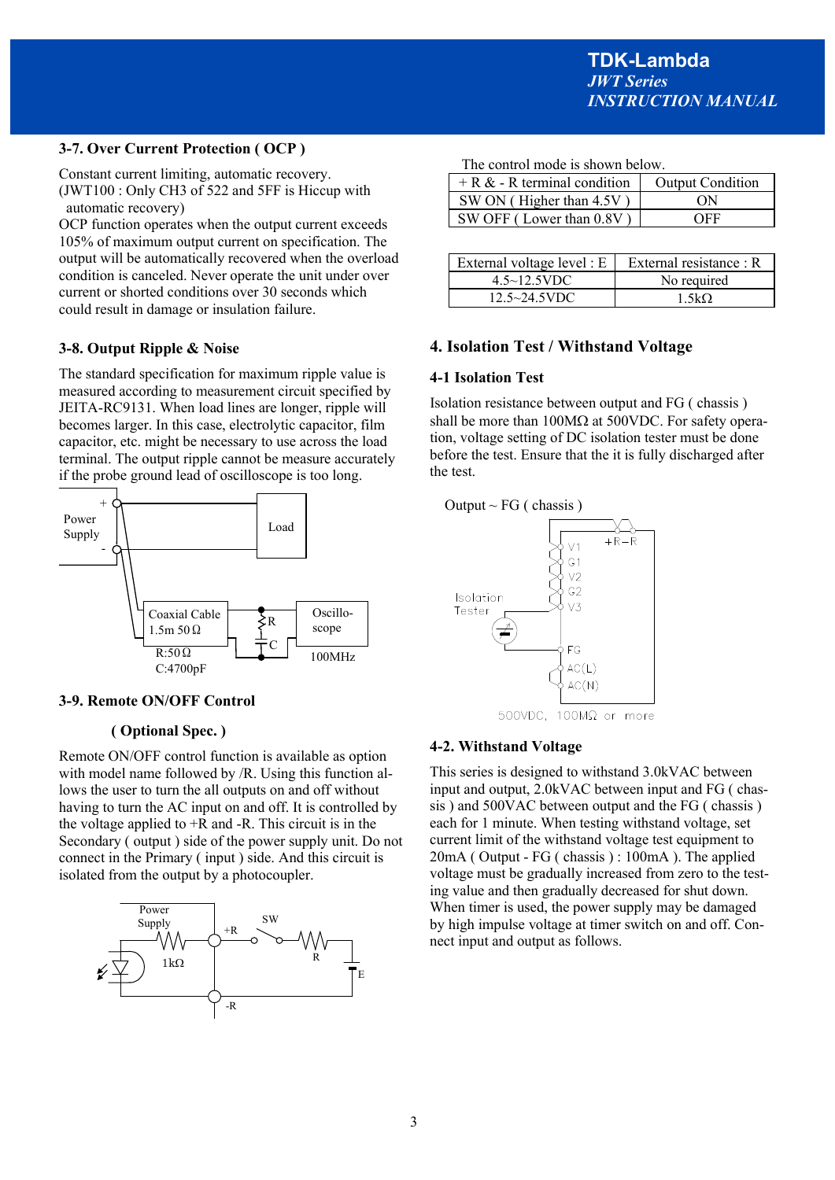### 3-7. Over Current Protection ( OCP )

Constant current limiting, automatic recovery.
(JWT100 : Only CH3 of 522 and 5FF is Hiccup with automatic recovery)
OCP function operates when the output current exceeds 105% of maximum output current on specification. The output will be automatically recovered when the overload condition is canceled. Never operate the unit under over current or shorted conditions over 30 seconds which could result in damage or insulation failure.

### 3-8. Output Ripple & Noise

The standard specification for maximum ripple value is measured according to measurement circuit specified by JEITA-RC9131. When load lines are longer, ripple will becomes larger. In this case, electrolytic capacitor, film capacitor, etc. might be necessary to use across the load terminal. The output ripple cannot be measure accurately if the probe ground lead of oscilloscope is too long.

Power Supply + - Load Coaxial Cable 1.5m 50Ω R C Oscillo-scope R:50Ω C:4700pF 100MHz

### 3-9. Remote ON/OFF Control

**( Optional Spec. )**

Remote ON/OFF control function is available as option with model name followed by /R. Using this function allows the user to turn the all outputs on and off without having to turn the AC input on and off. It is controlled by the voltage applied to +R and -R. This circuit is in the Secondary ( output ) side of the power supply unit. Do not connect in the Primary ( input ) side. And this circuit is isolated from the output by a photocoupler.

Power Supply 1kΩ +R SW R E -R

The control mode is shown below.

| + R & - R terminal condition | Output Condition |
|---|---|
| SW ON ( Higher than 4.5V ) | ON |
| SW OFF ( Lower than 0.8V ) | OFF |

| External voltage level : E | External resistance : R |
|---|---|
| 4.5~12.5VDC | No required |
| 12.5~24.5VDC | 1.5kΩ |

## 4. Isolation Test / Withstand Voltage

### 4-1 Isolation Test

Isolation resistance between output and FG ( chassis ) shall be more than 100MΩ at 500VDC. For safety operation, voltage setting of DC isolation tester must be done before the test. Ensure that the it is fully discharged after the test.

Output ~ FG ( chassis )

+R −R V1 G1 V2 G2 V3 Isolation Tester FG AC(L) AC(N)

500VDC, 100MΩ or more

### 4-2. Withstand Voltage

This series is designed to withstand 3.0kVAC between input and output, 2.0kVAC between input and FG ( chassis ) and 500VAC between output and the FG ( chassis ) each for 1 minute. When testing withstand voltage, set current limit of the withstand voltage test equipment to 20mA ( Output - FG ( chassis ) : 100mA ). The applied voltage must be gradually increased from zero to the testing value and then gradually decreased for shut down. When timer is used, the power supply may be damaged by high impulse voltage at timer switch on and off. Connect input and output as follows.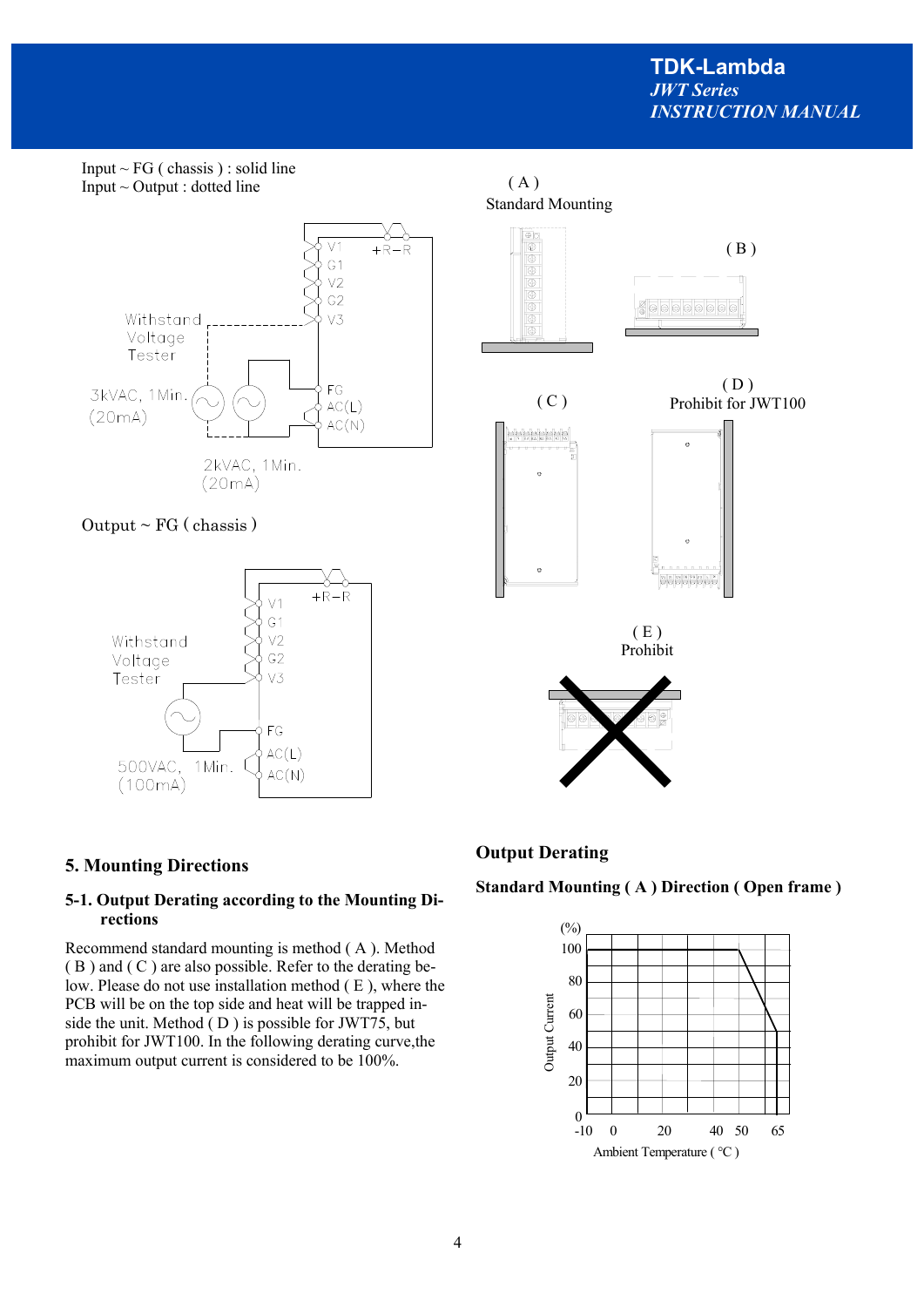Input ~ FG ( chassis ) : solid line
Input ~ Output : dotted line

Withstand Voltage Tester

3kVAC, 1Min. (20mA)

2kVAC, 1Min. (20mA)

Output ~ FG ( chassis )

Withstand Voltage Tester

500VAC, 1Min. (100mA)

( A ) Standard Mounting

( B )

( C )

( D ) Prohibit for JWT100

( E ) Prohibit

## 5. Mounting Directions

### 5-1. Output Derating according to the Mounting Directions

Recommend standard mounting is method ( A ). Method ( B ) and ( C ) are also possible. Refer to the derating below. Please do not use installation method ( E ), where the PCB will be on the top side and heat will be trapped inside the unit. Method ( D ) is possible for JWT75, but prohibit for JWT100. In the following derating curve,the maximum output current is considered to be 100%.

## Output Derating

**Standard Mounting ( A ) Direction ( Open frame )**

Output Current (%) vs. Ambient Temperature ( °C )

| Ambient Temperature ( °C ) | Output Current (%) |
|---|---|
| -10 | 100 |
| 50 | 100 |
| 65 | 50 |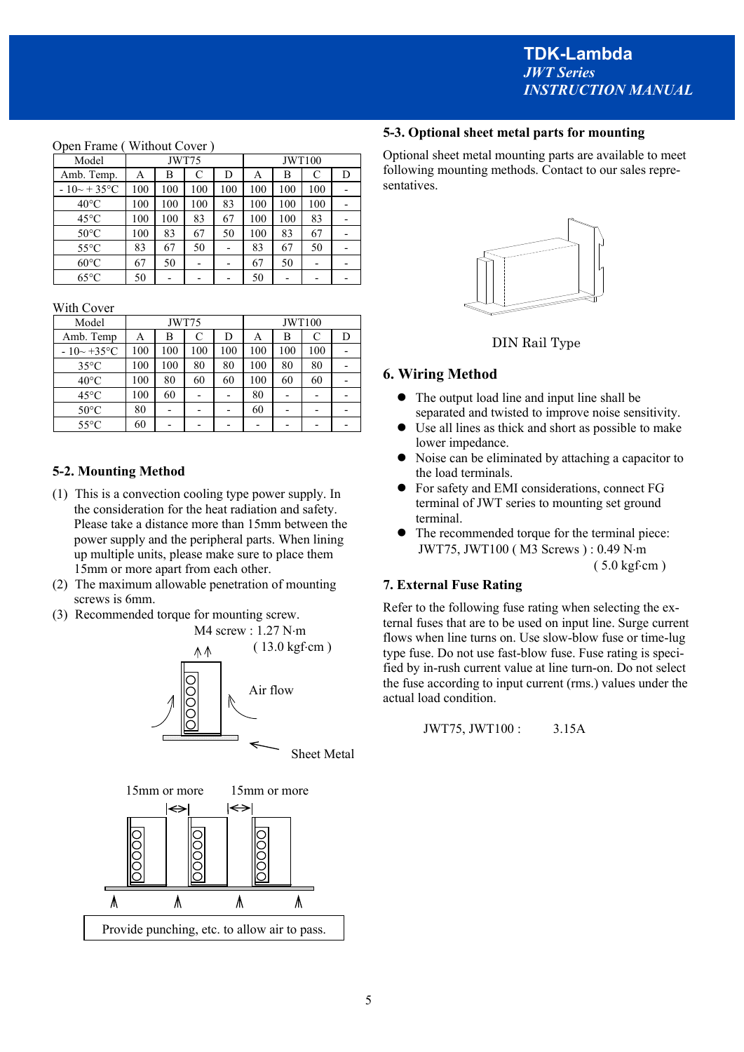Open Frame ( Without Cover )

| Model | JWT75 | | | | JWT100 | | | |
|---|---|---|---|---|---|---|---|---|
| Amb. Temp. | A | B | C | D | A | B | C | D |
| - 10~ + 35°C | 100 | 100 | 100 | 100 | 100 | 100 | 100 | - |
| 40°C | 100 | 100 | 100 | 83 | 100 | 100 | 100 | - |
| 45°C | 100 | 100 | 83 | 67 | 100 | 100 | 83 | - |
| 50°C | 100 | 83 | 67 | 50 | 100 | 83 | 67 | - |
| 55°C | 83 | 67 | 50 | - | 83 | 67 | 50 | - |
| 60°C | 67 | 50 | - | - | 67 | 50 | - | - |
| 65°C | 50 | - | - | - | 50 | - | - | - |

With Cover

| Model | JWT75 | | | | JWT100 | | | |
|---|---|---|---|---|---|---|---|---|
| Amb. Temp | A | B | C | D | A | B | C | D |
| - 10~ +35°C | 100 | 100 | 100 | 100 | 100 | 100 | 100 | - |
| 35°C | 100 | 100 | 80 | 80 | 100 | 80 | 80 | - |
| 40°C | 100 | 80 | 60 | 60 | 100 | 60 | 60 | - |
| 45°C | 100 | 60 | - | - | 80 | - | - | - |
| 50°C | 80 | - | - | - | 60 | - | - | - |
| 55°C | 60 | - | - | - | - | - | - | - |

## 5-2. Mounting Method

(1) This is a convection cooling type power supply. In the consideration for the heat radiation and safety. Please take a distance more than 15mm between the power supply and the peripheral parts. When lining up multiple units, please make sure to place them 15mm or more apart from each other.

(2) The maximum allowable penetration of mounting screws is 6mm.

(3) Recommended torque for mounting screw.
M4 screw : 1.27 N·m
( 13.0 kgf·cm )

Air flow

Sheet Metal

15mm or more    15mm or more

Provide punching, etc. to allow air to pass.

## 5-3. Optional sheet metal parts for mounting

Optional sheet metal mounting parts are available to meet following mounting methods. Contact to our sales representatives.

DIN Rail Type

## 6. Wiring Method

- The output load line and input line shall be separated and twisted to improve noise sensitivity.
- Use all lines as thick and short as possible to make lower impedance.
- Noise can be eliminated by attaching a capacitor to the load terminals.
- For safety and EMI considerations, connect FG terminal of JWT series to mounting set ground terminal.
- The recommended torque for the terminal piece:
  JWT75, JWT100 ( M3 Screws ) : 0.49 N·m
  ( 5.0 kgf·cm )

## 7. External Fuse Rating

Refer to the following fuse rating when selecting the external fuses that are to be used on input line. Surge current flows when line turns on. Use slow-blow fuse or time-lug type fuse. Do not use fast-blow fuse. Fuse rating is specified by in-rush current value at line turn-on. Do not select the fuse according to input current (rms.) values under the actual load condition.

JWT75, JWT100 :    3.15A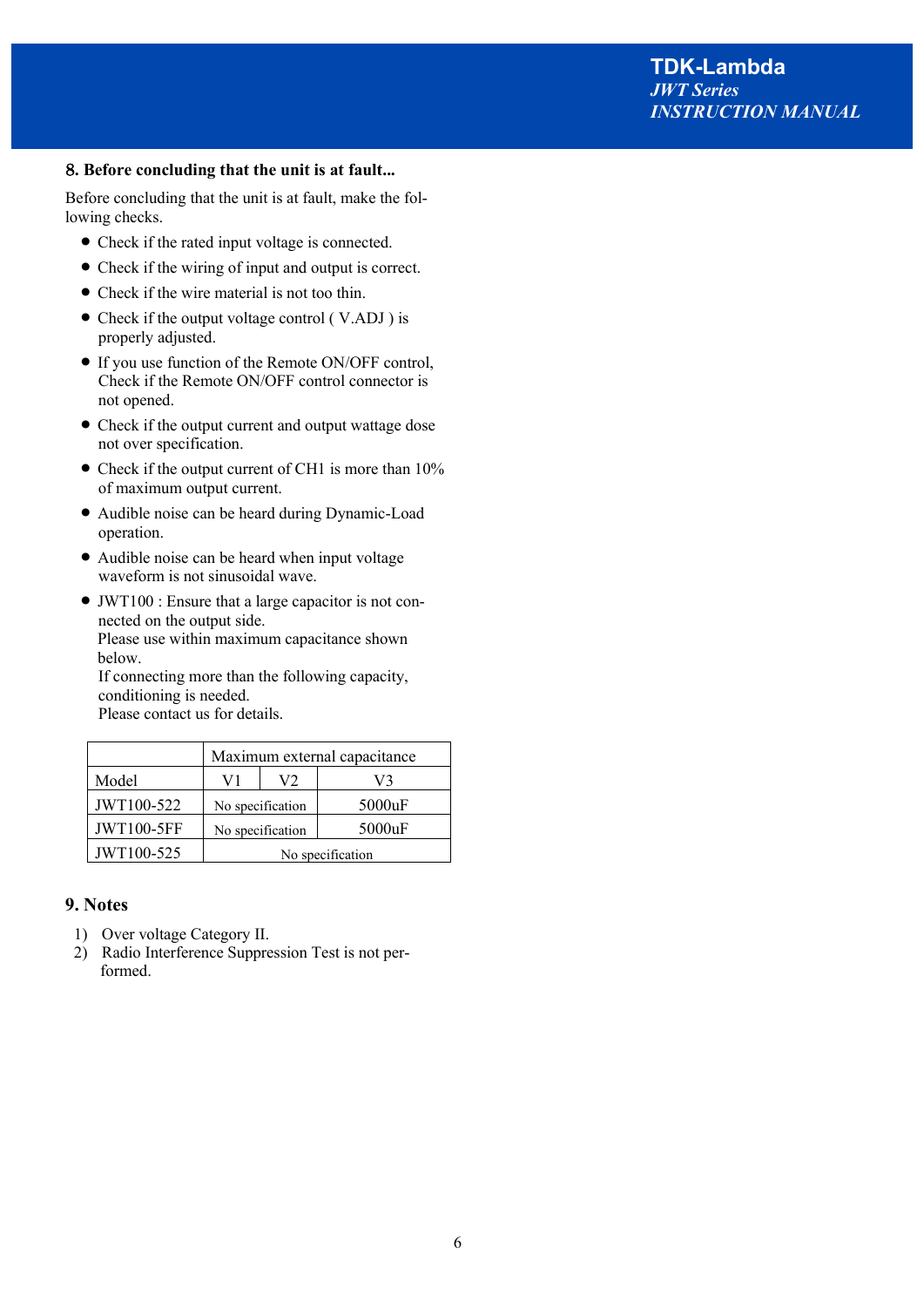## 8. Before concluding that the unit is at fault...

Before concluding that the unit is at fault, make the following checks.

- Check if the rated input voltage is connected.
- Check if the wiring of input and output is correct.
- Check if the wire material is not too thin.
- Check if the output voltage control ( V.ADJ ) is properly adjusted.
- If you use function of the Remote ON/OFF control, Check if the Remote ON/OFF control connector is not opened.
- Check if the output current and output wattage dose not over specification.
- Check if the output current of CH1 is more than 10% of maximum output current.
- Audible noise can be heard during Dynamic-Load operation.
- Audible noise can be heard when input voltage waveform is not sinusoidal wave.
- JWT100 : Ensure that a large capacitor is not connected on the output side.
  Please use within maximum capacitance shown below.
  If connecting more than the following capacity, conditioning is needed.
  Please contact us for details.

| | Maximum external capacitance | | |
|---|---|---|---|
| Model | V1 | V2 | V3 |
| JWT100-522 | No specification | | 5000uF |
| JWT100-5FF | No specification | | 5000uF |
| JWT100-525 | No specification | | |

## 9. Notes

1) Over voltage Category II.
2) Radio Interference Suppression Test is not performed.